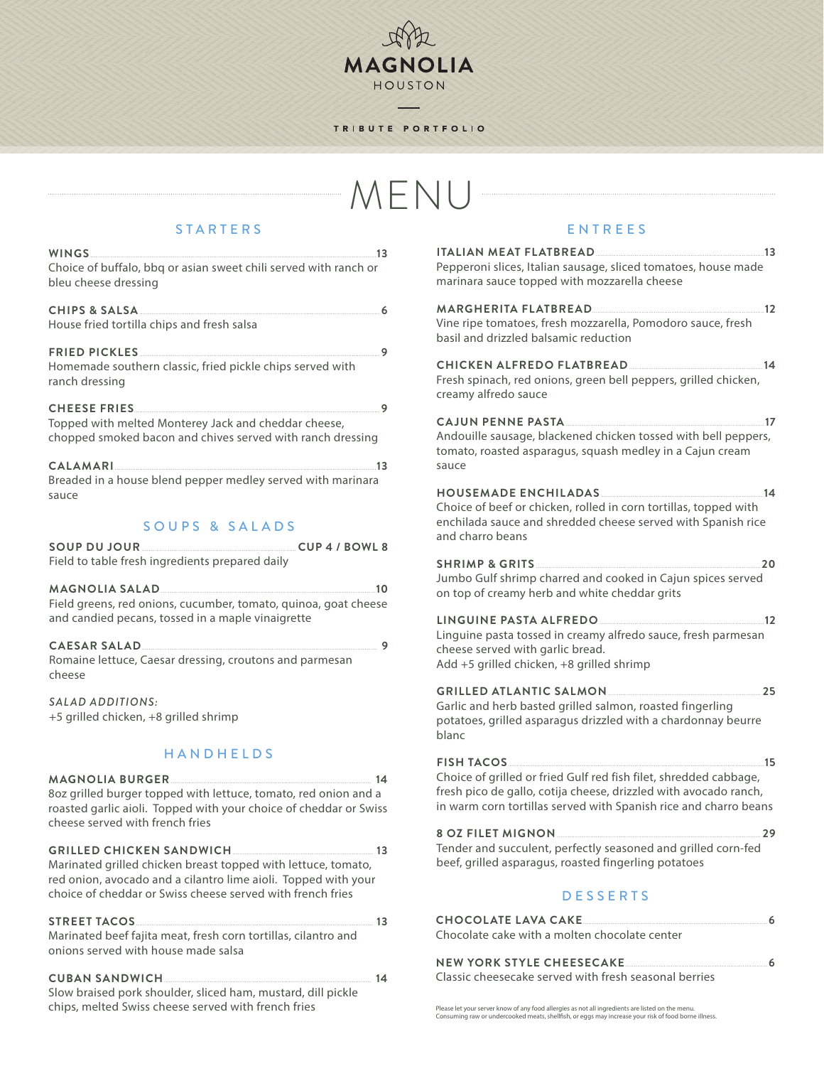# MAGNOLIA

HOUSTON

TRIBUTE PORTFOLIO

# MENU

## STARTERS

**WINGS** 13
Choice of buffalo, bbq or asian sweet chili served with ranch or bleu cheese dressing

**CHIPS & SALSA** 6
House fried tortilla chips and fresh salsa

**FRIED PICKLES** 9
Homemade southern classic, fried pickle chips served with ranch dressing

**CHEESE FRIES** 9
Topped with melted Monterey Jack and cheddar cheese, chopped smoked bacon and chives served with ranch dressing

**CALAMARI** 13
Breaded in a house blend pepper medley served with marinara sauce

## SOUPS & SALADS

**SOUP DU JOUR** CUP 4 / BOWL 8
Field to table fresh ingredients prepared daily

**MAGNOLIA SALAD** 10
Field greens, red onions, cucumber, tomato, quinoa, goat cheese and candied pecans, tossed in a maple vinaigrette

**CAESAR SALAD** 9
Romaine lettuce, Caesar dressing, croutons and parmesan cheese

*SALAD ADDITIONS:*
+5 grilled chicken, +8 grilled shrimp

## HANDHELDS

**MAGNOLIA BURGER** 14
8oz grilled burger topped with lettuce, tomato, red onion and a roasted garlic aioli. Topped with your choice of cheddar or Swiss cheese served with french fries

**GRILLED CHICKEN SANDWICH** 13
Marinated grilled chicken breast topped with lettuce, tomato, red onion, avocado and a cilantro lime aioli. Topped with your choice of cheddar or Swiss cheese served with french fries

**STREET TACOS** 13
Marinated beef fajita meat, fresh corn tortillas, cilantro and onions served with house made salsa

**CUBAN SANDWICH** 14
Slow braised pork shoulder, sliced ham, mustard, dill pickle chips, melted Swiss cheese served with french fries

## ENTREES

**ITALIAN MEAT FLATBREAD** 13
Pepperoni slices, Italian sausage, sliced tomatoes, house made marinara sauce topped with mozzarella cheese

**MARGHERITA FLATBREAD** 12
Vine ripe tomatoes, fresh mozzarella, Pomodoro sauce, fresh basil and drizzled balsamic reduction

**CHICKEN ALFREDO FLATBREAD** 14
Fresh spinach, red onions, green bell peppers, grilled chicken, creamy alfredo sauce

**CAJUN PENNE PASTA** 17
Andouille sausage, blackened chicken tossed with bell peppers, tomato, roasted asparagus, squash medley in a Cajun cream sauce

**HOUSEMADE ENCHILADAS** 14
Choice of beef or chicken, rolled in corn tortillas, topped with enchilada sauce and shredded cheese served with Spanish rice and charro beans

**SHRIMP & GRITS** 20
Jumbo Gulf shrimp charred and cooked in Cajun spices served on top of creamy herb and white cheddar grits

**LINGUINE PASTA ALFREDO** 12
Linguine pasta tossed in creamy alfredo sauce, fresh parmesan cheese served with garlic bread.
Add +5 grilled chicken, +8 grilled shrimp

**GRILLED ATLANTIC SALMON** 25
Garlic and herb basted grilled salmon, roasted fingerling potatoes, grilled asparagus drizzled with a chardonnay beurre blanc

**FISH TACOS** 15
Choice of grilled or fried Gulf red fish filet, shredded cabbage, fresh pico de gallo, cotija cheese, drizzled with avocado ranch, in warm corn tortillas served with Spanish rice and charro beans

**8 OZ FILET MIGNON** 29
Tender and succulent, perfectly seasoned and grilled corn-fed beef, grilled asparagus, roasted fingerling potatoes

## DESSERTS

**CHOCOLATE LAVA CAKE** 6
Chocolate cake with a molten chocolate center

**NEW YORK STYLE CHEESECAKE** 6
Classic cheesecake served with fresh seasonal berries

Please let your server know of any food allergies as not all ingredients are listed on the menu.
Consuming raw or undercooked meats, shellfish, or eggs may increase your risk of food borne illness.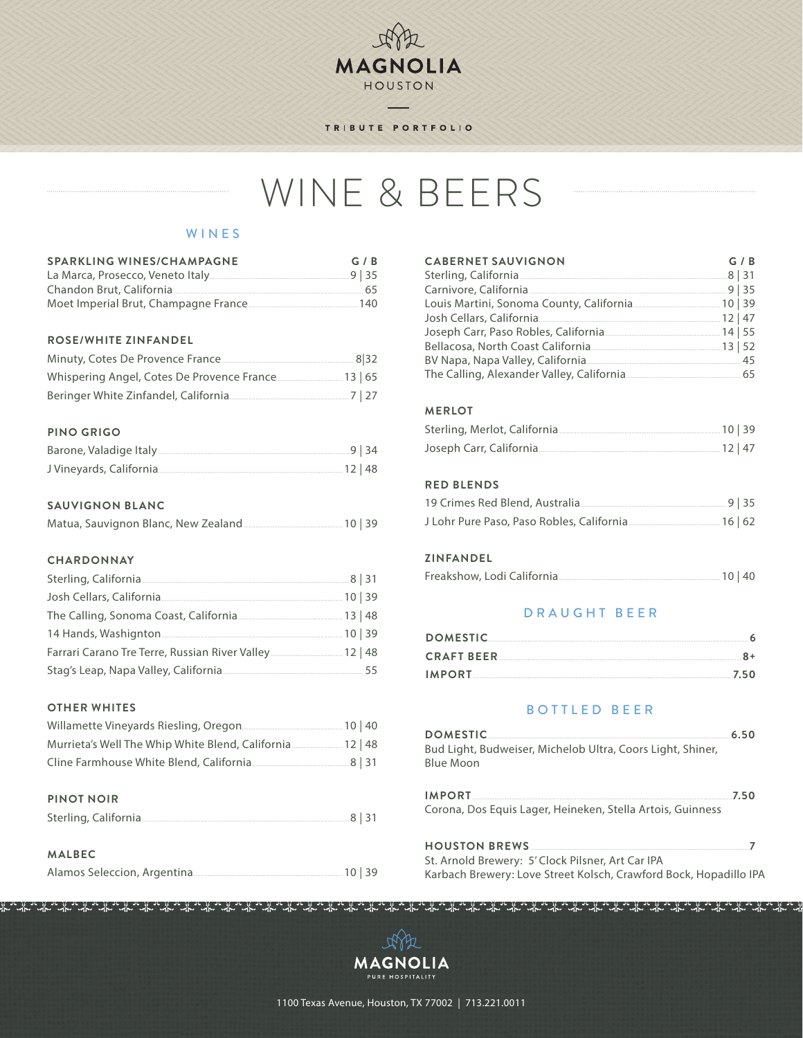# MAGNOLIA
HOUSTON

TRIBUTE PORTFOLIO

# WINE & BEERS

## WINES

### SPARKLING WINES/CHAMPAGNE

| SPARKLING WINES/CHAMPAGNE | G / B |
|---|---|
| La Marca, Prosecco, Veneto Italy | 9 \| 35 |
| Chandon Brut, California | 65 |
| Moet Imperial Brut, Champagne France | 140 |

### ROSE/WHITE ZINFANDEL

| | |
|---|---|
| Minuty, Cotes De Provence France | 8\|32 |
| Whispering Angel, Cotes De Provence France | 13 \| 65 |
| Beringer White Zinfandel, California | 7 \| 27 |

### PINO GRIGO

| | |
|---|---|
| Barone, Valadige Italy | 9 \| 34 |
| J Vineyards, California | 12 \| 48 |

### SAUVIGNON BLANC

| | |
|---|---|
| Matua, Sauvignon Blanc, New Zealand | 10 \| 39 |

### CHARDONNAY

| | |
|---|---|
| Sterling, California | 8 \| 31 |
| Josh Cellars, California | 10 \| 39 |
| The Calling, Sonoma Coast, California | 13 \| 48 |
| 14 Hands, Washington | 10 \| 39 |
| Farrari Carano Tre Terre, Russian River Valley | 12 \| 48 |
| Stag's Leap, Napa Valley, California | 55 |

### OTHER WHITES

| | |
|---|---|
| Willamette Vineyards Riesling, Oregon | 10 \| 40 |
| Murrieta's Well The Whip White Blend, California | 12 \| 48 |
| Cline Farmhouse White Blend, California | 8 \| 31 |

### PINOT NOIR

| | |
|---|---|
| Sterling, California | 8 \| 31 |

### MALBEC

| | |
|---|---|
| Alamos Seleccion, Argentina | 10 \| 39 |

### CABERNET SAUVIGNON

| CABERNET SAUVIGNON | G / B |
|---|---|
| Sterling, California | 8 \| 31 |
| Carnivore, California | 9 \| 35 |
| Louis Martini, Sonoma County, California | 10 \| 39 |
| Josh Cellars, California | 12 \| 47 |
| Joseph Carr, Paso Robles, California | 14 \| 55 |
| Bellacosa, North Coast California | 13 \| 52 |
| BV Napa, Napa Valley, California | 45 |
| The Calling, Alexander Valley, California | 65 |

### MERLOT

| | |
|---|---|
| Sterling, Merlot, California | 10 \| 39 |
| Joseph Carr, California | 12 \| 47 |

### RED BLENDS

| | |
|---|---|
| 19 Crimes Red Blend, Australia | 9 \| 35 |
| J Lohr Pure Paso, Paso Robles, California | 16 \| 62 |

### ZINFANDEL

| | |
|---|---|
| Freakshow, Lodi California | 10 \| 40 |

## DRAUGHT BEER

| | |
|---|---|
| **DOMESTIC** | 6 |
| **CRAFT BEER** | 8+ |
| **IMPORT** | 7.50 |

## BOTTLED BEER

**DOMESTIC** 6.50
Bud Light, Budweiser, Michelob Ultra, Coors Light, Shiner, Blue Moon

**IMPORT** 7.50
Corona, Dos Equis Lager, Heineken, Stella Artois, Guinness

**HOUSTON BREWS** 7
St. Arnold Brewery: 5' Clock Pilsner, Art Car IPA
Karbach Brewery: Love Street Kolsch, Crawford Bock, Hopadillo IPA

MAGNOLIA
PURE HOSPITALITY

1100 Texas Avenue, Houston, TX 77002 | 713.221.0011